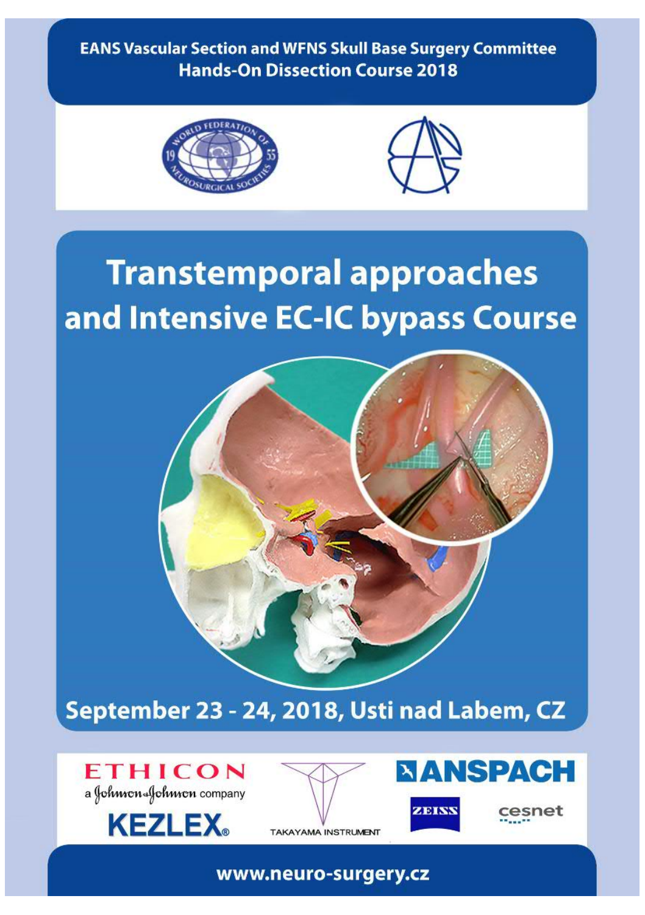**EANS Vascular Section and WFNS Skull Base Surgery Committee**
**Hands-On Dissection Course 2018**

# Transtemporal approaches and Intensive EC-IC bypass Course

**September 23 - 24, 2018, Usti nad Labem, CZ**

ETHICON a Johnson & Johnson company

KEZLEX

TAKAYAMA INSTRUMENT

ANSPACH

ZEISS

cesnet

**www.neuro-surgery.cz**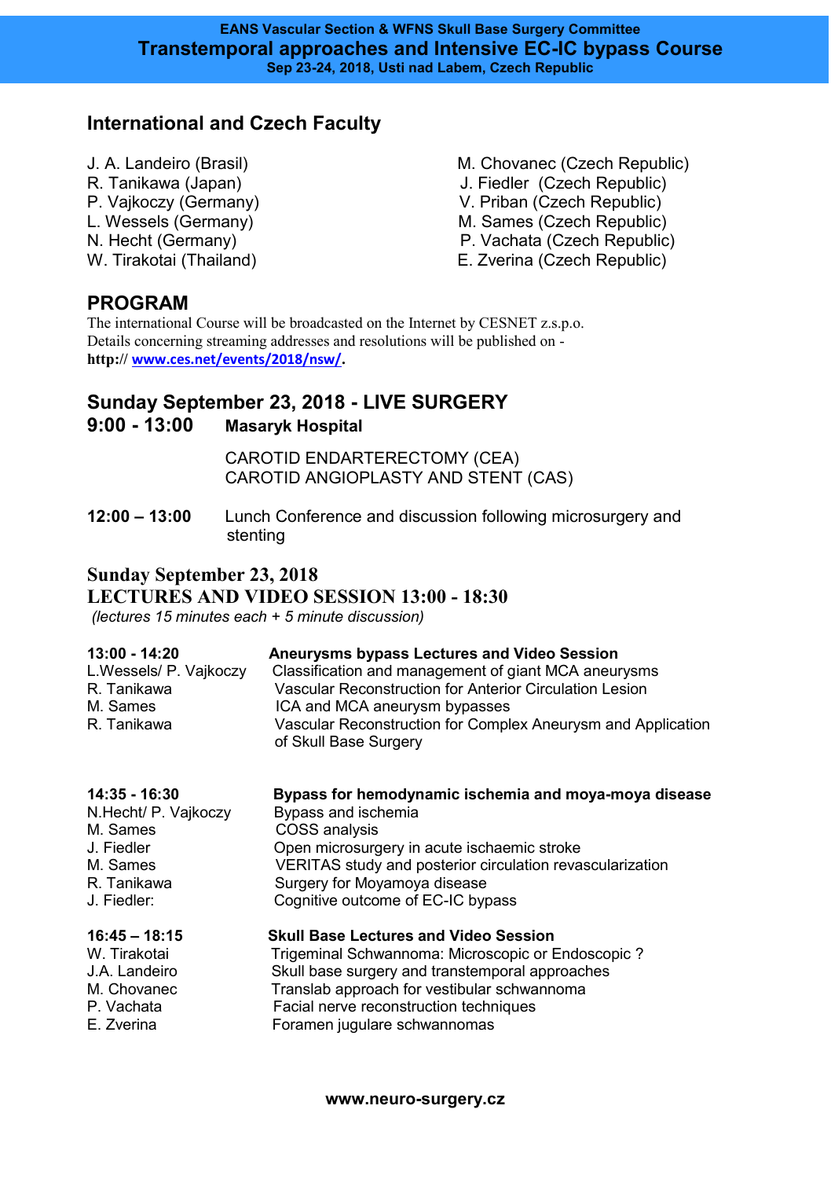EANS Vascular Section & WFNS Skull Base Surgery Committee

# Transtemporal approaches and Intensive EC-IC bypass Course

**Sep 23-24, 2018, Usti nad Labem, Czech Republic**

## International and Czech Faculty

J. A. Landeiro (Brasil)
R. Tanikawa (Japan)
P. Vajkoczy (Germany)
L. Wessels (Germany)
N. Hecht (Germany)
W. Tirakotai (Thailand)
M. Chovanec (Czech Republic)
J. Fiedler (Czech Republic)
V. Priban (Czech Republic)
M. Sames (Czech Republic)
P. Vachata (Czech Republic)
E. Zverina (Czech Republic)

## PROGRAM

The international Course will be broadcasted on the Internet by CESNET z.s.p.o.
Details concerning streaming addresses and resolutions will be published on -
**http:// www.ces.net/events/2018/nsw/.**

## Sunday September 23, 2018 - LIVE SURGERY

**9:00 - 13:00** **Masaryk Hospital**

CAROTID ENDARTERECTOMY (CEA)
CAROTID ANGIOPLASTY AND STENT (CAS)

**12:00 – 13:00** Lunch Conference and discussion following microsurgery and stenting

## Sunday September 23, 2018
## LECTURES AND VIDEO SESSION 13:00 - 18:30

*(lectures 15 minutes each + 5 minute discussion)*

| | |
|---|---|
| **13:00 - 14:20** | **Aneurysms bypass Lectures and Video Session** |
| L.Wessels/ P. Vajkoczy | Classification and management of giant MCA aneurysms |
| R. Tanikawa | Vascular Reconstruction for Anterior Circulation Lesion |
| M. Sames | ICA and MCA aneurysm bypasses |
| R. Tanikawa | Vascular Reconstruction for Complex Aneurysm and Application of Skull Base Surgery |
| **14:35 - 16:30** | **Bypass for hemodynamic ischemia and moya-moya disease** |
| N.Hecht/ P. Vajkoczy | Bypass and ischemia |
| M. Sames | COSS analysis |
| J. Fiedler | Open microsurgery in acute ischaemic stroke |
| M. Sames | VERITAS study and posterior circulation revascularization |
| R. Tanikawa | Surgery for Moyamoya disease |
| J. Fiedler: | Cognitive outcome of EC-IC bypass |
| **16:45 – 18:15** | **Skull Base Lectures and Video Session** |
| W. Tirakotai | Trigeminal Schwannoma: Microscopic or Endoscopic ? |
| J.A. Landeiro | Skull base surgery and transtemporal approaches |
| M. Chovanec | Translab approach for vestibular schwannoma |
| P. Vachata | Facial nerve reconstruction techniques |
| E. Zverina | Foramen jugulare schwannomas |

**www.neuro-surgery.cz**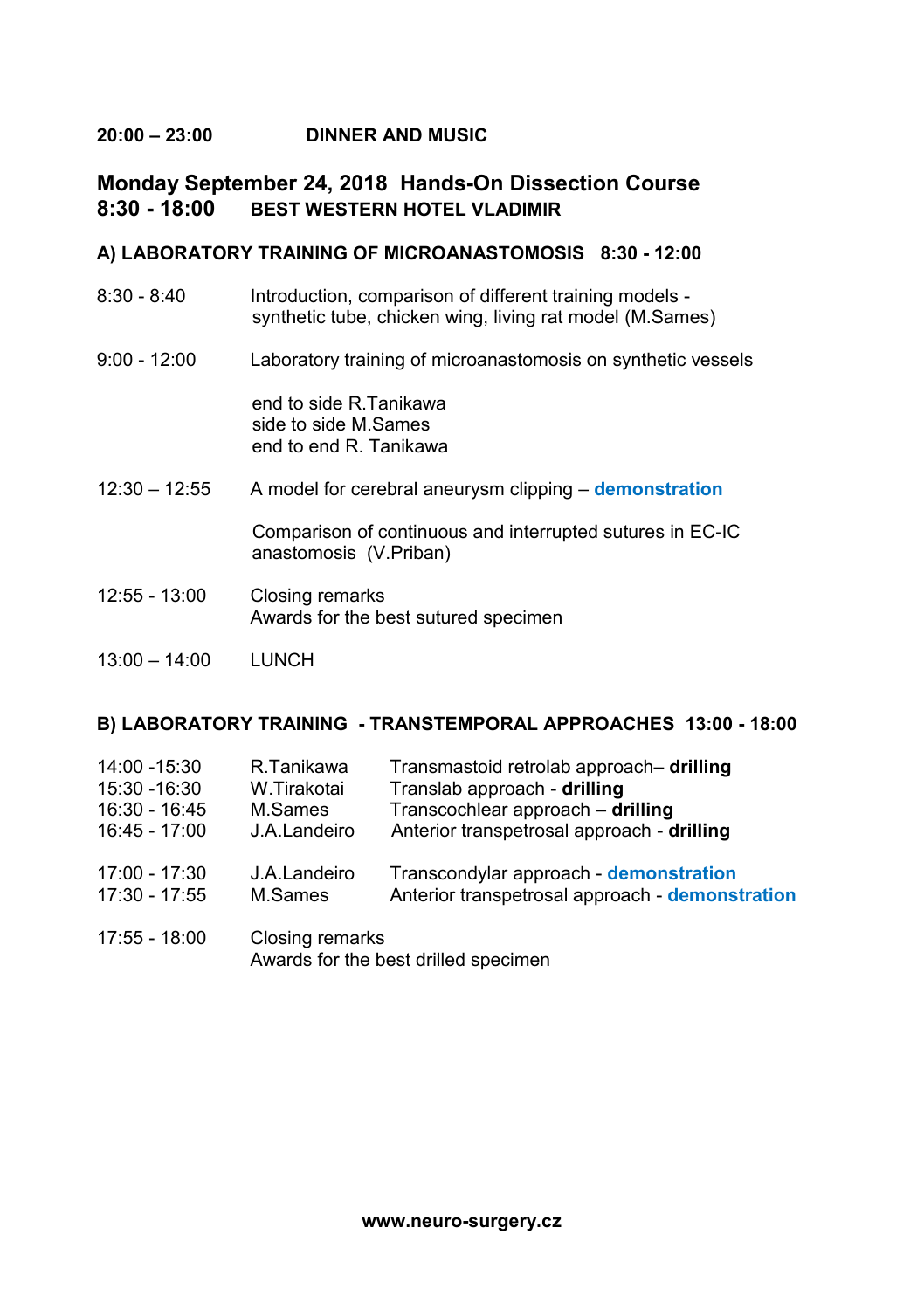**20:00 – 23:00 DINNER AND MUSIC**

## Monday September 24, 2018 Hands-On Dissection Course
## 8:30 - 18:00 BEST WESTERN HOTEL VLADIMIR

### A) LABORATORY TRAINING OF MICROANASTOMOSIS 8:30 - 12:00

8:30 - 8:40 Introduction, comparison of different training models - synthetic tube, chicken wing, living rat model (M.Sames)

9:00 - 12:00 Laboratory training of microanastomosis on synthetic vessels

end to side R.Tanikawa
side to side M.Sames
end to end R. Tanikawa

12:30 – 12:55 A model for cerebral aneurysm clipping – **demonstration**

Comparison of continuous and interrupted sutures in EC-IC anastomosis (V.Priban)

12:55 - 13:00 Closing remarks
Awards for the best sutured specimen

13:00 – 14:00 LUNCH

### B) LABORATORY TRAINING - TRANSTEMPORAL APPROACHES 13:00 - 18:00

| | | |
|---|---|---|
| 14:00 -15:30 | R.Tanikawa | Transmastoid retrolab approach– **drilling** |
| 15:30 -16:30 | W.Tirakotai | Translab approach - **drilling** |
| 16:30 - 16:45 | M.Sames | Transcochlear approach – **drilling** |
| 16:45 - 17:00 | J.A.Landeiro | Anterior transpetrosal approach - **drilling** |
| 17:00 - 17:30 | J.A.Landeiro | Transcondylar approach - **demonstration** |
| 17:30 - 17:55 | M.Sames | Anterior transpetrosal approach - **demonstration** |

17:55 - 18:00 Closing remarks
Awards for the best drilled specimen

**www.neuro-surgery.cz**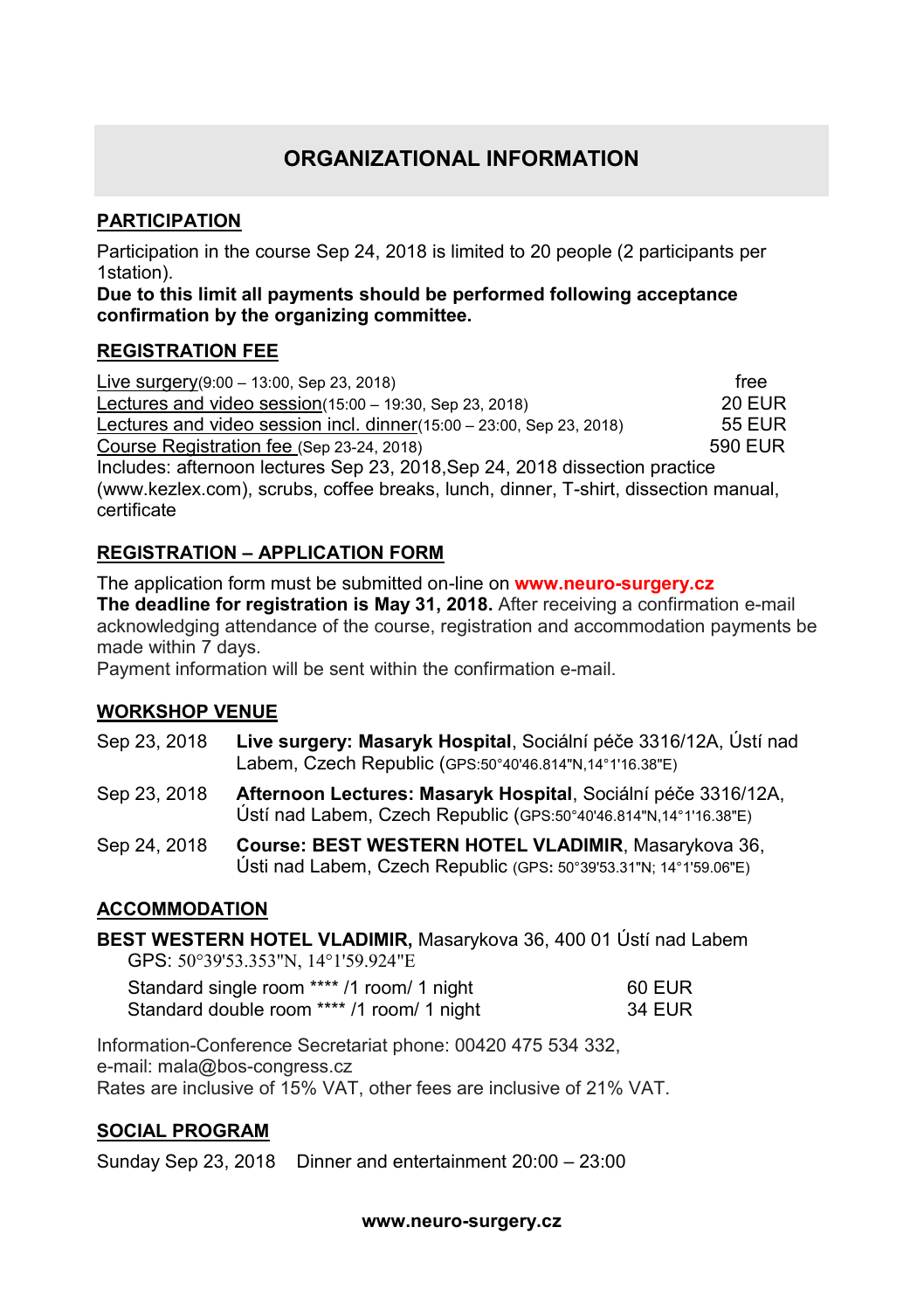# ORGANIZATIONAL INFORMATION

## PARTICIPATION

Participation in the course Sep 24, 2018 is limited to 20 people (2 participants per 1station).

**Due to this limit all payments should be performed following acceptance confirmation by the organizing committee.**

## REGISTRATION FEE

| | |
|---|---|
| Live surgery(9:00 – 13:00, Sep 23, 2018) | free |
| Lectures and video session(15:00 – 19:30, Sep 23, 2018) | 20 EUR |
| Lectures and video session incl. dinner(15:00 – 23:00, Sep 23, 2018) | 55 EUR |
| Course Registration fee (Sep 23-24, 2018) | 590 EUR |

Includes: afternoon lectures Sep 23, 2018,Sep 24, 2018 dissection practice (www.kezlex.com), scrubs, coffee breaks, lunch, dinner, T-shirt, dissection manual, certificate

## REGISTRATION – APPLICATION FORM

The application form must be submitted on-line on **www.neuro-surgery.cz**

**The deadline for registration is May 31, 2018.** After receiving a confirmation e-mail acknowledging attendance of the course, registration and accommodation payments be made within 7 days.

Payment information will be sent within the confirmation e-mail.

## WORKSHOP VENUE

| | |
|---|---|
| Sep 23, 2018 | **Live surgery: Masaryk Hospital**, Sociální péče 3316/12A, Ústí nad Labem, Czech Republic (GPS:50°40'46.814"N,14°1'16.38"E) |
| Sep 23, 2018 | **Afternoon Lectures: Masaryk Hospital**, Sociální péče 3316/12A, Ústí nad Labem, Czech Republic (GPS:50°40'46.814"N,14°1'16.38"E) |
| Sep 24, 2018 | **Course: BEST WESTERN HOTEL VLADIMIR**, Masarykova 36, Ústi nad Labem, Czech Republic (GPS: 50°39'53.31"N; 14°1'59.06"E) |

## ACCOMMODATION

**BEST WESTERN HOTEL VLADIMIR,** Masarykova 36, 400 01 Ústí nad Labem
GPS: 50°39'53.353"N, 14°1'59.924"E

| | |
|---|---|
| Standard single room **** /1 room/ 1 night | 60 EUR |
| Standard double room **** /1 room/ 1 night | 34 EUR |

Information-Conference Secretariat phone: 00420 475 534 332,
e-mail: mala@bos-congress.cz
Rates are inclusive of 15% VAT, other fees are inclusive of 21% VAT.

## SOCIAL PROGRAM

Sunday Sep 23, 2018 Dinner and entertainment 20:00 – 23:00

**www.neuro-surgery.cz**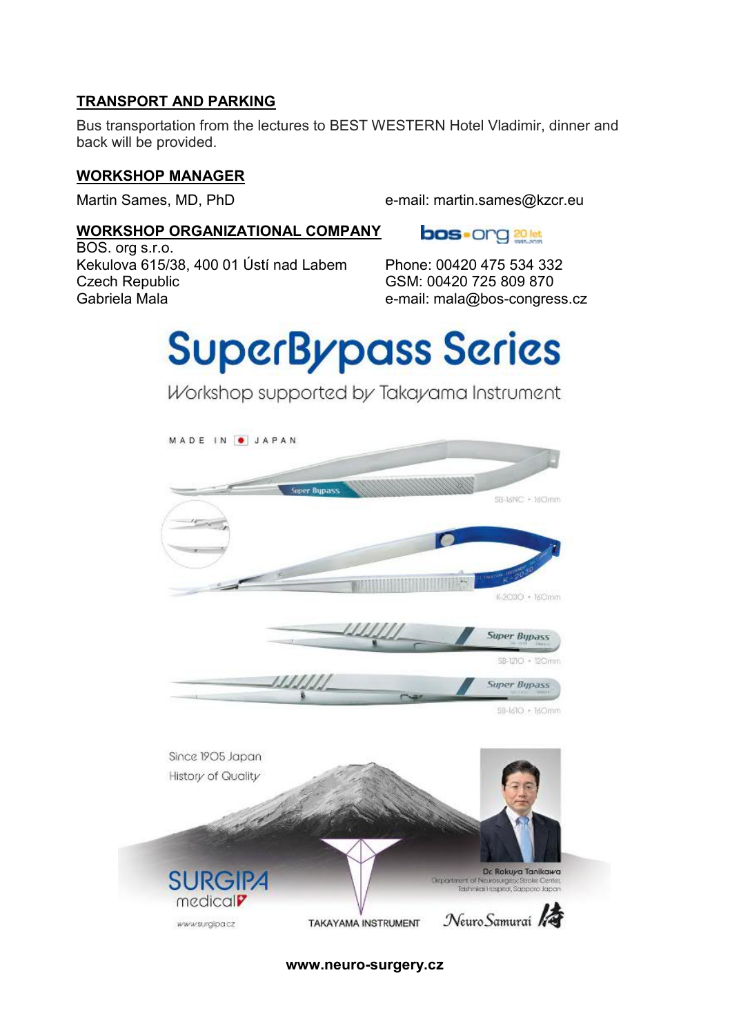## TRANSPORT AND PARKING

Bus transportation from the lectures to BEST WESTERN Hotel Vladimir, dinner and back will be provided.

## WORKSHOP MANAGER

Martin Sames, MD, PhD

e-mail: martin.sames@kzcr.eu

## WORKSHOP ORGANIZATIONAL COMPANY

BOS. org s.r.o.
Kekulova 615/38, 400 01 Ústí nad Labem
Czech Republic
Gabriela Mala

Phone: 00420 475 534 332
GSM: 00420 725 809 870
e-mail: mala@bos-congress.cz

# SuperBypass Series

Workshop supported by Takayama Instrument

MADE IN JAPAN

SB-16NC • 160mm

K-2030 • 160mm

SB-1210 • 120mm

SB-1610 • 160mm

Since 1905 Japan
History of Quality

Dr. Rokuya Tanikawa
Department of Neurosurgery, Stroke Center,
Teishinkai Hospital, Sapporo Japan

SURGIPA medical

www.surgipa.cz

TAKAYAMA INSTRUMENT

NeuroSamurai

**www.neuro-surgery.cz**